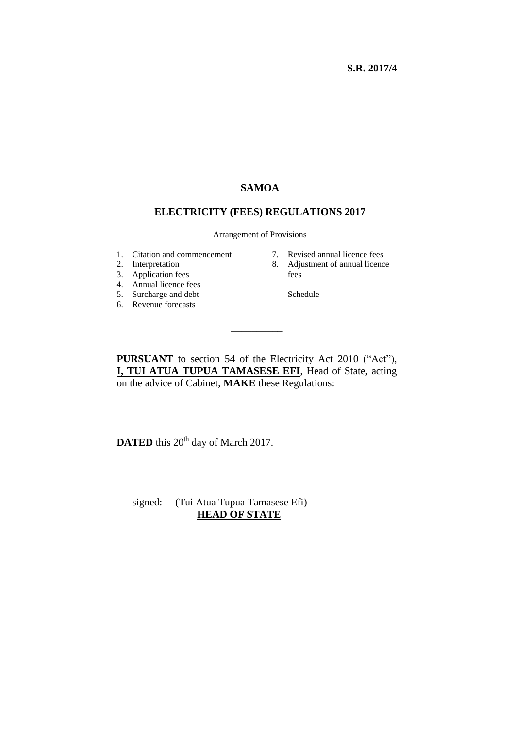**S.R. 2017/4**

# SAMOA

## ELECTRICITY (FEES) REGULATIONS 2017

Arrangement of Provisions

1. Citation and commencement
2. Interpretation
3. Application fees
4. Annual licence fees
5. Surcharge and debt
6. Revenue forecasts
7. Revised annual licence fees
8. Adjustment of annual licence fees

Schedule

---

**PURSUANT** to section 54 of the Electricity Act 2010 ("Act"), **I, TUI ATUA TUPUA TAMASESE EFI**, Head of State, acting on the advice of Cabinet, **MAKE** these Regulations:

**DATED** this 20th day of March 2017.

signed: (Tui Atua Tupua Tamasese Efi)
**HEAD OF STATE**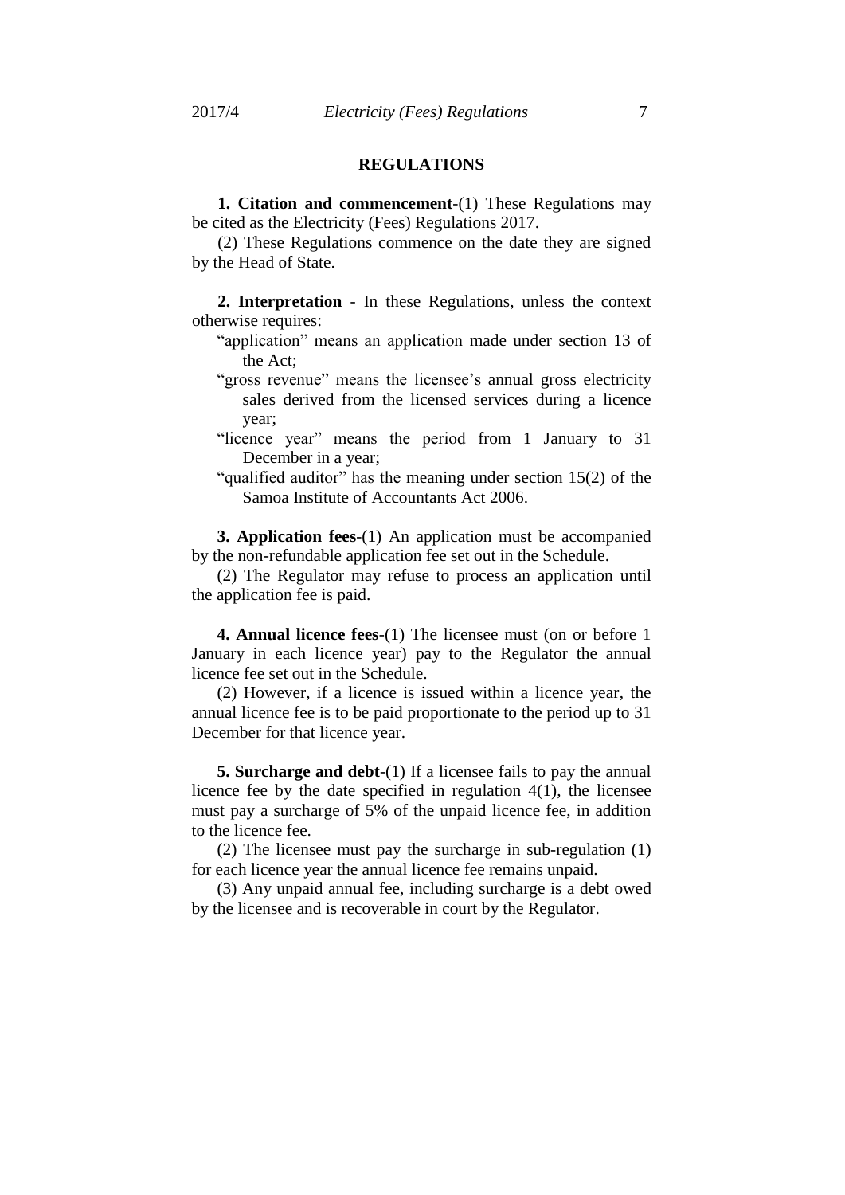## REGULATIONS

**1. Citation and commencement**-(1) These Regulations may be cited as the Electricity (Fees) Regulations 2017.

(2) These Regulations commence on the date they are signed by the Head of State.

**2. Interpretation** - In these Regulations, unless the context otherwise requires:

"application" means an application made under section 13 of the Act;

"gross revenue" means the licensee's annual gross electricity sales derived from the licensed services during a licence year;

"licence year" means the period from 1 January to 31 December in a year;

"qualified auditor" has the meaning under section 15(2) of the Samoa Institute of Accountants Act 2006.

**3. Application fees**-(1) An application must be accompanied by the non-refundable application fee set out in the Schedule.

(2) The Regulator may refuse to process an application until the application fee is paid.

**4. Annual licence fees**-(1) The licensee must (on or before 1 January in each licence year) pay to the Regulator the annual licence fee set out in the Schedule.

(2) However, if a licence is issued within a licence year, the annual licence fee is to be paid proportionate to the period up to 31 December for that licence year.

**5. Surcharge and debt**-(1) If a licensee fails to pay the annual licence fee by the date specified in regulation 4(1), the licensee must pay a surcharge of 5% of the unpaid licence fee, in addition to the licence fee.

(2) The licensee must pay the surcharge in sub-regulation (1) for each licence year the annual licence fee remains unpaid.

(3) Any unpaid annual fee, including surcharge is a debt owed by the licensee and is recoverable in court by the Regulator.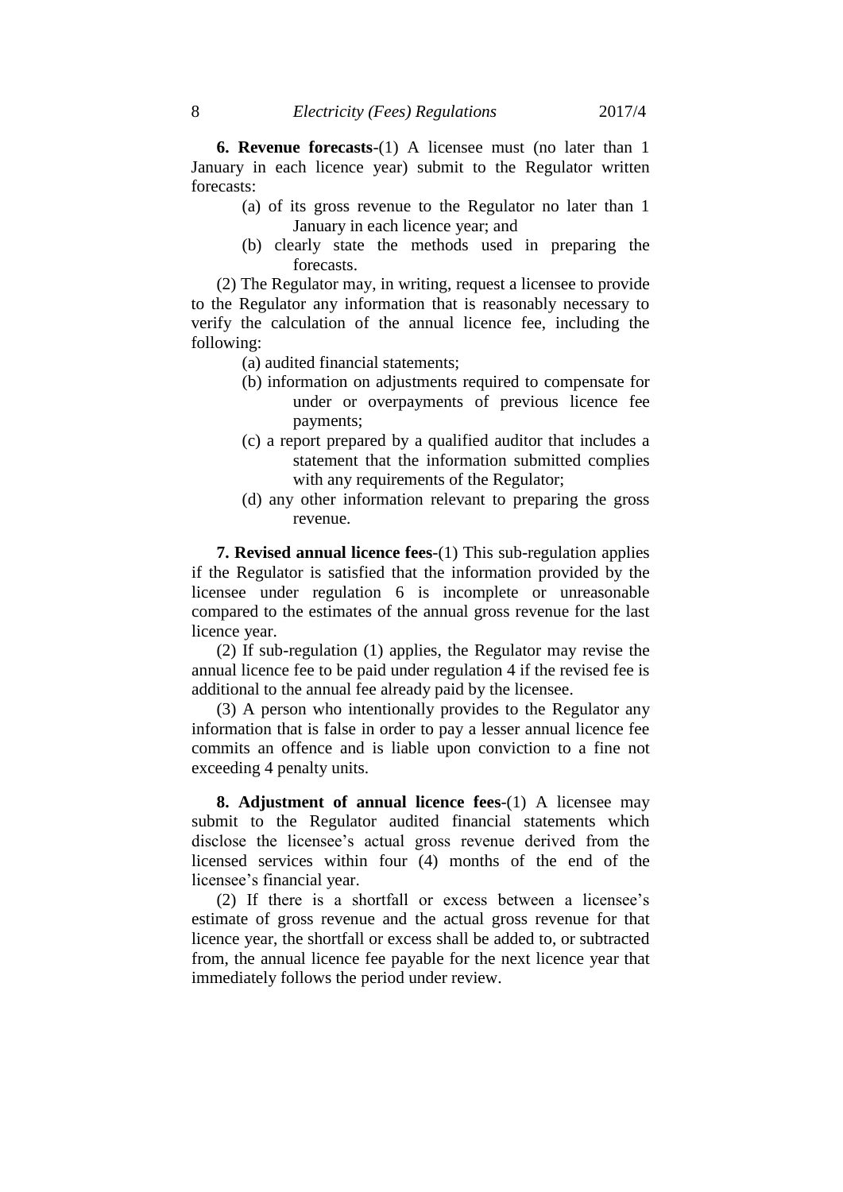**6. Revenue forecasts**-(1) A licensee must (no later than 1 January in each licence year) submit to the Regulator written forecasts:

(a) of its gross revenue to the Regulator no later than 1 January in each licence year; and

(b) clearly state the methods used in preparing the forecasts.

(2) The Regulator may, in writing, request a licensee to provide to the Regulator any information that is reasonably necessary to verify the calculation of the annual licence fee, including the following:

(a) audited financial statements;

(b) information on adjustments required to compensate for under or overpayments of previous licence fee payments;

(c) a report prepared by a qualified auditor that includes a statement that the information submitted complies with any requirements of the Regulator;

(d) any other information relevant to preparing the gross revenue.

**7. Revised annual licence fees**-(1) This sub-regulation applies if the Regulator is satisfied that the information provided by the licensee under regulation 6 is incomplete or unreasonable compared to the estimates of the annual gross revenue for the last licence year.

(2) If sub-regulation (1) applies, the Regulator may revise the annual licence fee to be paid under regulation 4 if the revised fee is additional to the annual fee already paid by the licensee.

(3) A person who intentionally provides to the Regulator any information that is false in order to pay a lesser annual licence fee commits an offence and is liable upon conviction to a fine not exceeding 4 penalty units.

**8. Adjustment of annual licence fees**-(1) A licensee may submit to the Regulator audited financial statements which disclose the licensee's actual gross revenue derived from the licensed services within four (4) months of the end of the licensee's financial year.

(2) If there is a shortfall or excess between a licensee's estimate of gross revenue and the actual gross revenue for that licence year, the shortfall or excess shall be added to, or subtracted from, the annual licence fee payable for the next licence year that immediately follows the period under review.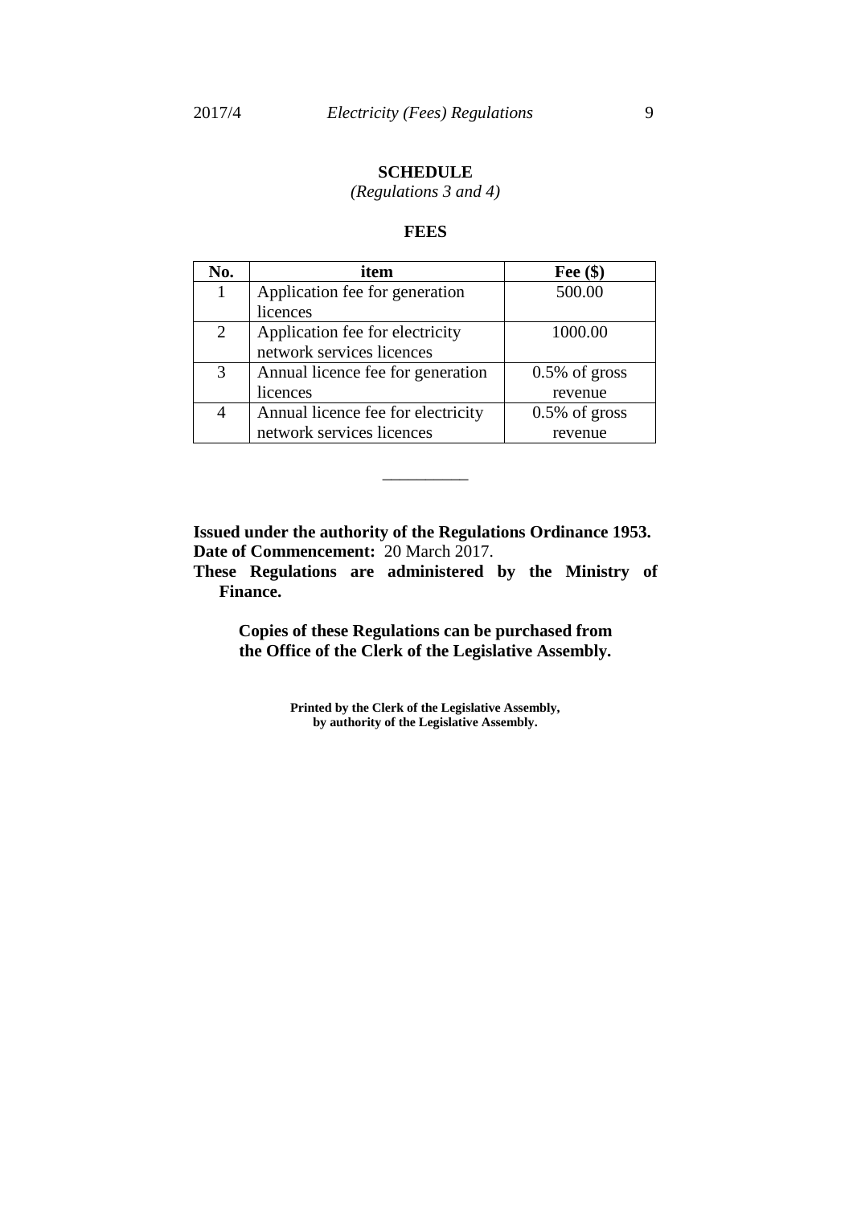## SCHEDULE

*(Regulations 3 and 4)*

### FEES

| No. | item | Fee ($) |
|---|---|---|
| 1 | Application fee for generation licences | 500.00 |
| 2 | Application fee for electricity network services licences | 1000.00 |
| 3 | Annual licence fee for generation licences | 0.5% of gross revenue |
| 4 | Annual licence fee for electricity network services licences | 0.5% of gross revenue |

---

**Issued under the authority of the Regulations Ordinance 1953.**
**Date of Commencement:** 20 March 2017.
**These Regulations are administered by the Ministry of Finance.**

**Copies of these Regulations can be purchased from the Office of the Clerk of the Legislative Assembly.**

**Printed by the Clerk of the Legislative Assembly, by authority of the Legislative Assembly.**